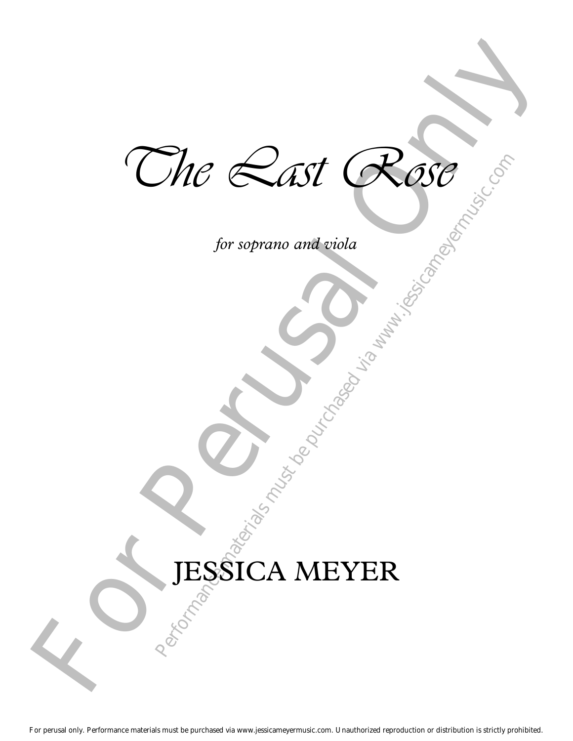# The Last Rose

*for soprano and viola*

JESSICA MEYER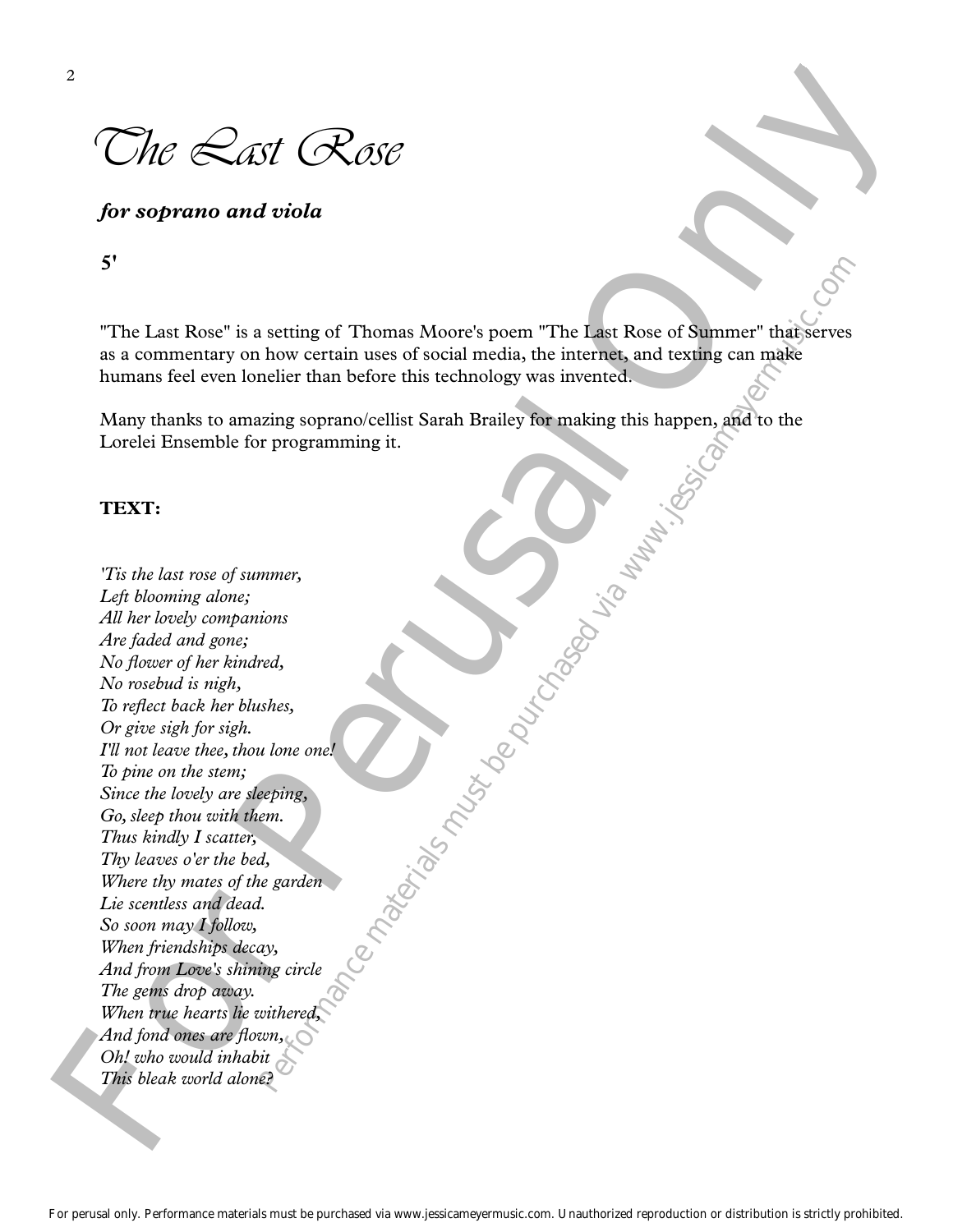# *The Last Rose*

***for soprano and viola***

**5'**

"The Last Rose" is a setting of Thomas Moore's poem "The Last Rose of Summer" that serves as a commentary on how certain uses of social media, the internet, and texting can make humans feel even lonelier than before this technology was invented.

Many thanks to amazing soprano/cellist Sarah Brailey for making this happen, and to the Lorelei Ensemble for programming it.

**TEXT:**

*'Tis the last rose of summer,*
*Left blooming alone;*
*All her lovely companions*
*Are faded and gone;*
*No flower of her kindred,*
*No rosebud is nigh,*
*To reflect back her blushes,*
*Or give sigh for sigh.*
*I'll not leave thee, thou lone one!*
*To pine on the stem;*
*Since the lovely are sleeping,*
*Go, sleep thou with them.*
*Thus kindly I scatter,*
*Thy leaves o'er the bed,*
*Where thy mates of the garden*
*Lie scentless and dead.*
*So soon may I follow,*
*When friendships decay,*
*And from Love's shining circle*
*The gems drop away.*
*When true hearts lie withered,*
*And fond ones are flown,*
*Oh! who would inhabit*
*This bleak world alone?*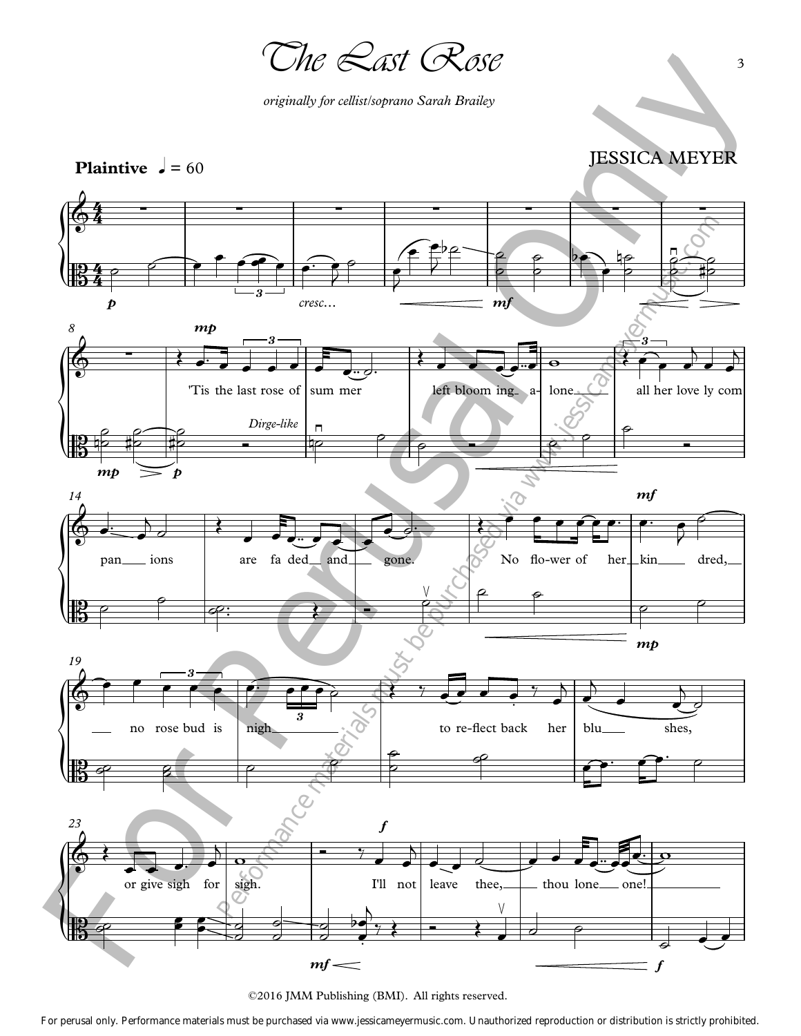# The Last Rose

*originally for cellist/soprano Sarah Brailey*

JESSICA MEYER

**Plaintive** ♩ = 60

'Tis the last rose of summer left blooming alone all her lovely companions are faded and gone. No flower of her kindred, no rose bud is nigh to reflect back her blushes, or give sigh for sigh. I'll not leave thee, thou lone one!

©2016 JMM Publishing (BMI). All rights reserved.

For perusal only. Performance materials must be purchased via www.jessicameyermusic.com. Unauthorized reproduction or distribution is strictly prohibited.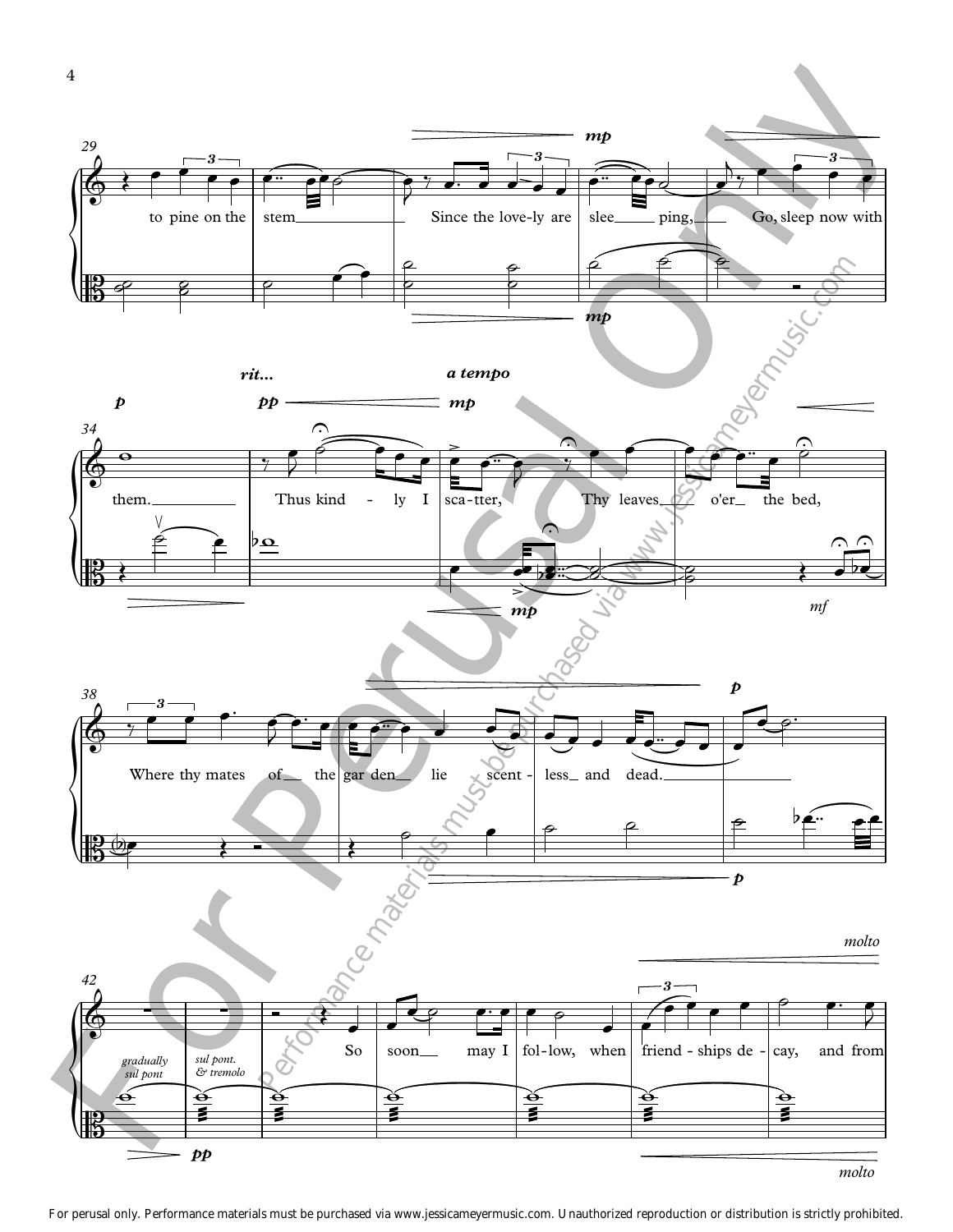29

to pine on the stem Since the love-ly are slee ping, Go, sleep now with

*mp*

34

*p* *rit...* *pp* *a tempo* *mp*

them. Thus kind - ly I sca-tter, Thy leaves o'er the bed,

*mp* *mf*

38

*p*

Where thy mates of the gar den lie scent - less and dead.

*p*

42

*molto*

So soon may I fol-low, when friend - ships de - cay, and from

*gradually sul pont* *sul pont. & tremolo*

*pp* *molto*

For Perusal Only

Performance materials must be purchased via www.jessicameyermusic.com

For perusal only. Performance materials must be purchased via www.jessicameyermusic.com. Unauthorized reproduction or distribution is strictly prohibited.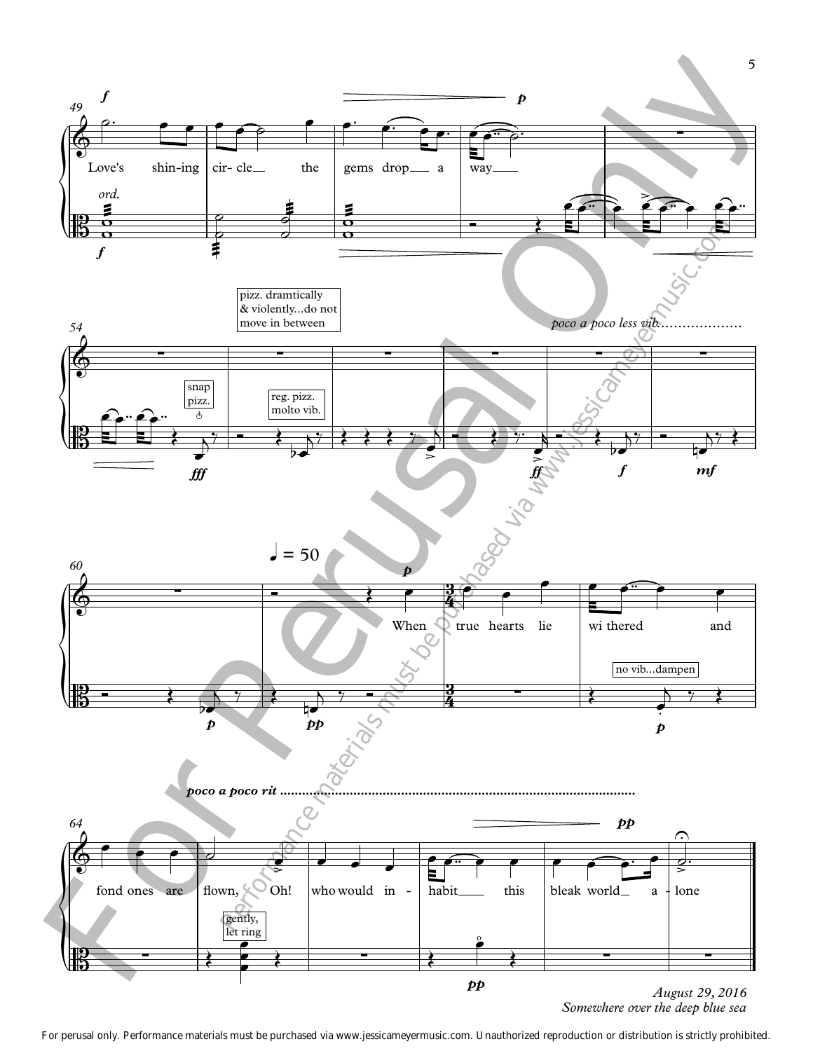*August 29, 2016*
*Somewhere over the deep blue sea*